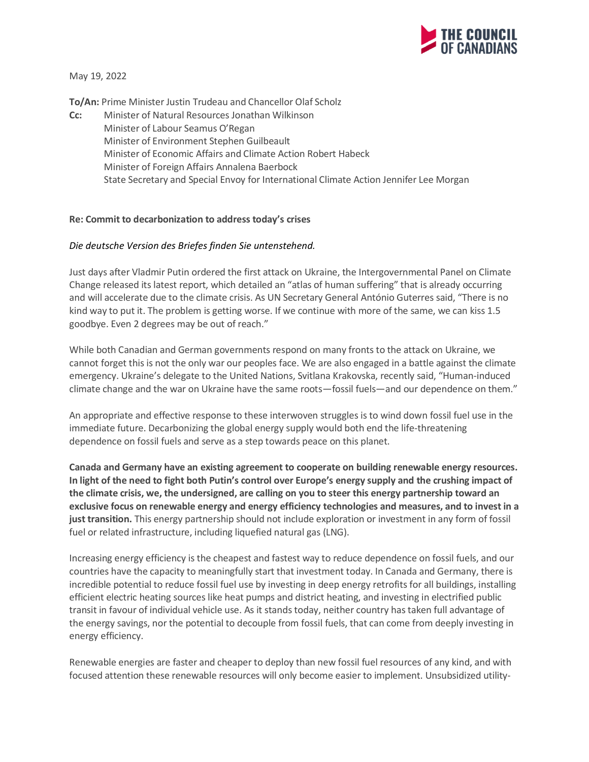May 19, 2022

**To/An:** Prime Minister Justin Trudeau and Chancellor Olaf Scholz

**Cc:** Minister of Natural Resources Jonathan Wilkinson
Minister of Labour Seamus O'Regan
Minister of Environment Stephen Guilbeault
Minister of Economic Affairs and Climate Action Robert Habeck
Minister of Foreign Affairs Annalena Baerbock
State Secretary and Special Envoy for International Climate Action Jennifer Lee Morgan

**Re: Commit to decarbonization to address today's crises**

*Die deutsche Version des Briefes finden Sie untenstehend.*

Just days after Vladmir Putin ordered the first attack on Ukraine, the Intergovernmental Panel on Climate Change released its latest report, which detailed an "atlas of human suffering" that is already occurring and will accelerate due to the climate crisis. As UN Secretary General António Guterres said, "There is no kind way to put it. The problem is getting worse. If we continue with more of the same, we can kiss 1.5 goodbye. Even 2 degrees may be out of reach."

While both Canadian and German governments respond on many fronts to the attack on Ukraine, we cannot forget this is not the only war our peoples face. We are also engaged in a battle against the climate emergency. Ukraine's delegate to the United Nations, Svitlana Krakovska, recently said, "Human-induced climate change and the war on Ukraine have the same roots—fossil fuels—and our dependence on them."

An appropriate and effective response to these interwoven struggles is to wind down fossil fuel use in the immediate future. Decarbonizing the global energy supply would both end the life-threatening dependence on fossil fuels and serve as a step towards peace on this planet.

**Canada and Germany have an existing agreement to cooperate on building renewable energy resources. In light of the need to fight both Putin's control over Europe's energy supply and the crushing impact of the climate crisis, we, the undersigned, are calling on you to steer this energy partnership toward an exclusive focus on renewable energy and energy efficiency technologies and measures, and to invest in a just transition.** This energy partnership should not include exploration or investment in any form of fossil fuel or related infrastructure, including liquefied natural gas (LNG).

Increasing energy efficiency is the cheapest and fastest way to reduce dependence on fossil fuels, and our countries have the capacity to meaningfully start that investment today. In Canada and Germany, there is incredible potential to reduce fossil fuel use by investing in deep energy retrofits for all buildings, installing efficient electric heating sources like heat pumps and district heating, and investing in electrified public transit in favour of individual vehicle use. As it stands today, neither country has taken full advantage of the energy savings, nor the potential to decouple from fossil fuels, that can come from deeply investing in energy efficiency.

Renewable energies are faster and cheaper to deploy than new fossil fuel resources of any kind, and with focused attention these renewable resources will only become easier to implement. Unsubsidized utility-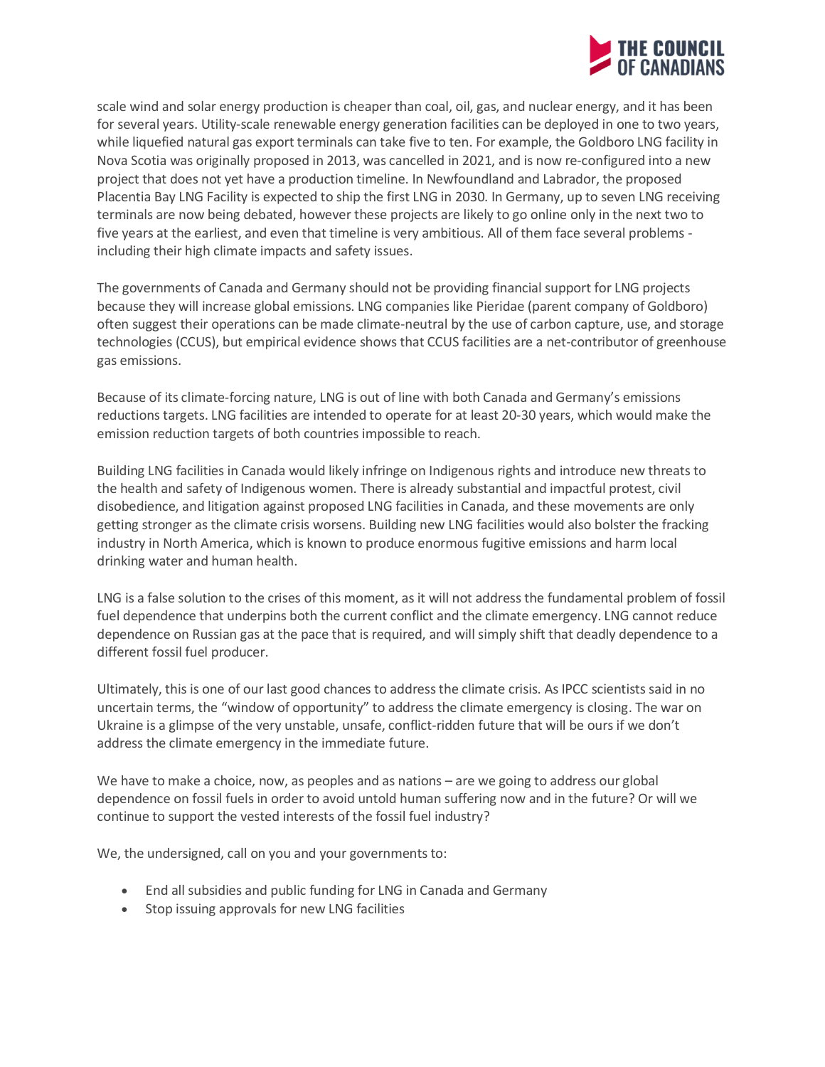scale wind and solar energy production is cheaper than coal, oil, gas, and nuclear energy, and it has been for several years. Utility-scale renewable energy generation facilities can be deployed in one to two years, while liquefied natural gas export terminals can take five to ten. For example, the Goldboro LNG facility in Nova Scotia was originally proposed in 2013, was cancelled in 2021, and is now re-configured into a new project that does not yet have a production timeline. In Newfoundland and Labrador, the proposed Placentia Bay LNG Facility is expected to ship the first LNG in 2030. In Germany, up to seven LNG receiving terminals are now being debated, however these projects are likely to go online only in the next two to five years at the earliest, and even that timeline is very ambitious. All of them face several problems - including their high climate impacts and safety issues.

The governments of Canada and Germany should not be providing financial support for LNG projects because they will increase global emissions. LNG companies like Pieridae (parent company of Goldboro) often suggest their operations can be made climate-neutral by the use of carbon capture, use, and storage technologies (CCUS), but empirical evidence shows that CCUS facilities are a net-contributor of greenhouse gas emissions.

Because of its climate-forcing nature, LNG is out of line with both Canada and Germany's emissions reductions targets. LNG facilities are intended to operate for at least 20-30 years, which would make the emission reduction targets of both countries impossible to reach.

Building LNG facilities in Canada would likely infringe on Indigenous rights and introduce new threats to the health and safety of Indigenous women. There is already substantial and impactful protest, civil disobedience, and litigation against proposed LNG facilities in Canada, and these movements are only getting stronger as the climate crisis worsens. Building new LNG facilities would also bolster the fracking industry in North America, which is known to produce enormous fugitive emissions and harm local drinking water and human health.

LNG is a false solution to the crises of this moment, as it will not address the fundamental problem of fossil fuel dependence that underpins both the current conflict and the climate emergency. LNG cannot reduce dependence on Russian gas at the pace that is required, and will simply shift that deadly dependence to a different fossil fuel producer.

Ultimately, this is one of our last good chances to address the climate crisis. As IPCC scientists said in no uncertain terms, the "window of opportunity" to address the climate emergency is closing. The war on Ukraine is a glimpse of the very unstable, unsafe, conflict-ridden future that will be ours if we don't address the climate emergency in the immediate future.

We have to make a choice, now, as peoples and as nations – are we going to address our global dependence on fossil fuels in order to avoid untold human suffering now and in the future? Or will we continue to support the vested interests of the fossil fuel industry?

We, the undersigned, call on you and your governments to:

- End all subsidies and public funding for LNG in Canada and Germany
- Stop issuing approvals for new LNG facilities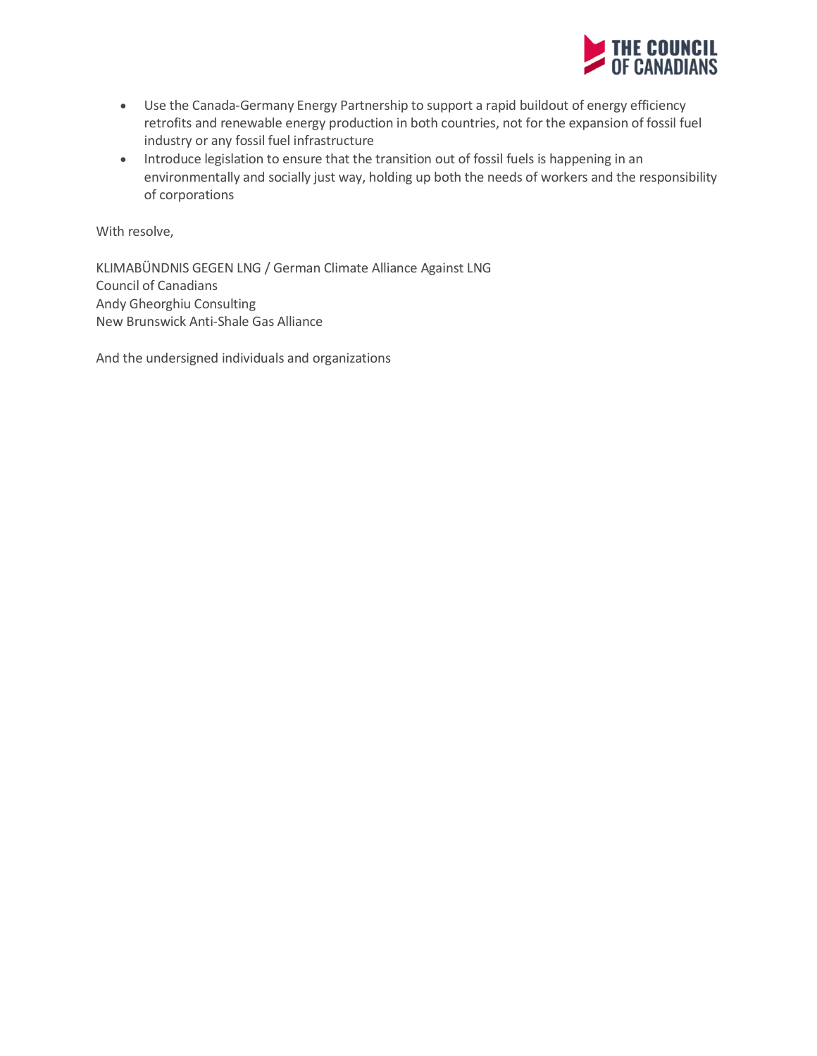- Use the Canada-Germany Energy Partnership to support a rapid buildout of energy efficiency retrofits and renewable energy production in both countries, not for the expansion of fossil fuel industry or any fossil fuel infrastructure
- Introduce legislation to ensure that the transition out of fossil fuels is happening in an environmentally and socially just way, holding up both the needs of workers and the responsibility of corporations

With resolve,

KLIMABÜNDNIS GEGEN LNG / German Climate Alliance Against LNG
Council of Canadians
Andy Gheorghiu Consulting
New Brunswick Anti-Shale Gas Alliance

And the undersigned individuals and organizations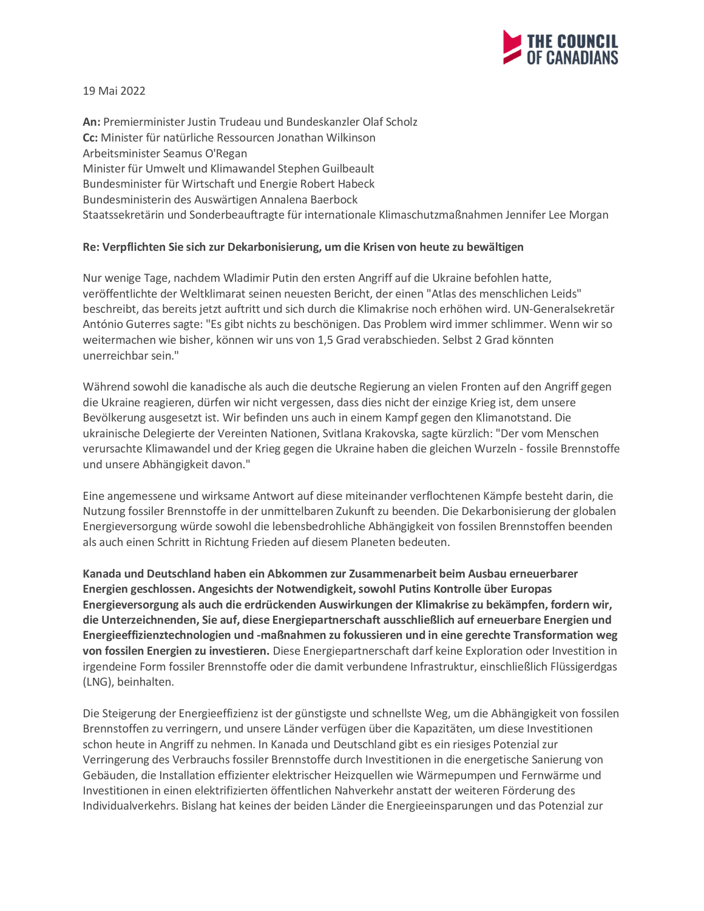19 Mai 2022

**An:** Premierminister Justin Trudeau und Bundeskanzler Olaf Scholz
**Cc:** Minister für natürliche Ressourcen Jonathan Wilkinson
Arbeitsminister Seamus O'Regan
Minister für Umwelt und Klimawandel Stephen Guilbeault
Bundesminister für Wirtschaft und Energie Robert Habeck
Bundesministerin des Auswärtigen Annalena Baerbock
Staatssekretärin und Sonderbeauftragte für internationale Klimaschutzmaßnahmen Jennifer Lee Morgan

**Re: Verpflichten Sie sich zur Dekarbonisierung, um die Krisen von heute zu bewältigen**

Nur wenige Tage, nachdem Wladimir Putin den ersten Angriff auf die Ukraine befohlen hatte, veröffentlichte der Weltklimarat seinen neuesten Bericht, der einen "Atlas des menschlichen Leids" beschreibt, das bereits jetzt auftritt und sich durch die Klimakrise noch erhöhen wird. UN-Generalsekretär António Guterres sagte: "Es gibt nichts zu beschönigen. Das Problem wird immer schlimmer. Wenn wir so weitermachen wie bisher, können wir uns von 1,5 Grad verabschieden. Selbst 2 Grad könnten unerreichbar sein."

Während sowohl die kanadische als auch die deutsche Regierung an vielen Fronten auf den Angriff gegen die Ukraine reagieren, dürfen wir nicht vergessen, dass dies nicht der einzige Krieg ist, dem unsere Bevölkerung ausgesetzt ist. Wir befinden uns auch in einem Kampf gegen den Klimanotstand. Die ukrainische Delegierte der Vereinten Nationen, Svitlana Krakovska, sagte kürzlich: "Der vom Menschen verursachte Klimawandel und der Krieg gegen die Ukraine haben die gleichen Wurzeln - fossile Brennstoffe und unsere Abhängigkeit davon."

Eine angemessene und wirksame Antwort auf diese miteinander verflochtenen Kämpfe besteht darin, die Nutzung fossiler Brennstoffe in der unmittelbaren Zukunft zu beenden. Die Dekarbonisierung der globalen Energieversorgung würde sowohl die lebensbedrohliche Abhängigkeit von fossilen Brennstoffen beenden als auch einen Schritt in Richtung Frieden auf diesem Planeten bedeuten.

**Kanada und Deutschland haben ein Abkommen zur Zusammenarbeit beim Ausbau erneuerbarer Energien geschlossen. Angesichts der Notwendigkeit, sowohl Putins Kontrolle über Europas Energieversorgung als auch die erdrückenden Auswirkungen der Klimakrise zu bekämpfen, fordern wir, die Unterzeichnenden, Sie auf, diese Energiepartnerschaft ausschließlich auf erneuerbare Energien und Energieeffizienztechnologien und -maßnahmen zu fokussieren und in eine gerechte Transformation weg von fossilen Energien zu investieren.** Diese Energiepartnerschaft darf keine Exploration oder Investition in irgendeine Form fossiler Brennstoffe oder die damit verbundene Infrastruktur, einschließlich Flüssigerdgas (LNG), beinhalten.

Die Steigerung der Energieeffizienz ist der günstigste und schnellste Weg, um die Abhängigkeit von fossilen Brennstoffen zu verringern, und unsere Länder verfügen über die Kapazitäten, um diese Investitionen schon heute in Angriff zu nehmen. In Kanada und Deutschland gibt es ein riesiges Potenzial zur Verringerung des Verbrauchs fossiler Brennstoffe durch Investitionen in die energetische Sanierung von Gebäuden, die Installation effizienter elektrischer Heizquellen wie Wärmepumpen und Fernwärme und Investitionen in einen elektrifizierten öffentlichen Nahverkehr anstatt der weiteren Förderung des Individualverkehrs. Bislang hat keines der beiden Länder die Energieeinsparungen und das Potenzial zur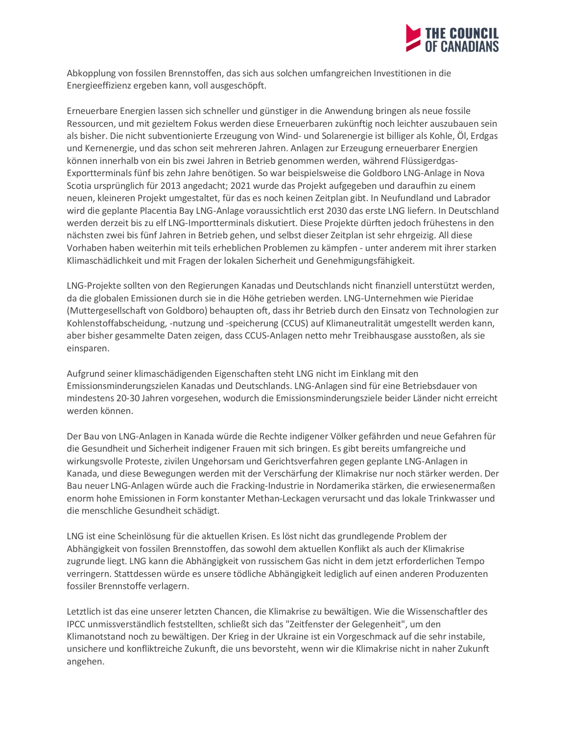Abkopplung von fossilen Brennstoffen, das sich aus solchen umfangreichen Investitionen in die Energieeffizienz ergeben kann, voll ausgeschöpft.

Erneuerbare Energien lassen sich schneller und günstiger in die Anwendung bringen als neue fossile Ressourcen, und mit gezieltem Fokus werden diese Erneuerbaren zukünftig noch leichter auszubauen sein als bisher. Die nicht subventionierte Erzeugung von Wind- und Solarenergie ist billiger als Kohle, Öl, Erdgas und Kernenergie, und das schon seit mehreren Jahren. Anlagen zur Erzeugung erneuerbarer Energien können innerhalb von ein bis zwei Jahren in Betrieb genommen werden, während Flüssigerdgas-Exportterminals fünf bis zehn Jahre benötigen. So war beispielsweise die Goldboro LNG-Anlage in Nova Scotia ursprünglich für 2013 angedacht; 2021 wurde das Projekt aufgegeben und daraufhin zu einem neuen, kleineren Projekt umgestaltet, für das es noch keinen Zeitplan gibt. In Neufundland und Labrador wird die geplante Placentia Bay LNG-Anlage voraussichtlich erst 2030 das erste LNG liefern. In Deutschland werden derzeit bis zu elf LNG-Importterminals diskutiert. Diese Projekte dürften jedoch frühestens in den nächsten zwei bis fünf Jahren in Betrieb gehen, und selbst dieser Zeitplan ist sehr ehrgeizig. All diese Vorhaben haben weiterhin mit teils erheblichen Problemen zu kämpfen - unter anderem mit ihrer starken Klimaschädlichkeit und mit Fragen der lokalen Sicherheit und Genehmigungsfähigkeit.

LNG-Projekte sollten von den Regierungen Kanadas und Deutschlands nicht finanziell unterstützt werden, da die globalen Emissionen durch sie in die Höhe getrieben werden. LNG-Unternehmen wie Pieridae (Muttergesellschaft von Goldboro) behaupten oft, dass ihr Betrieb durch den Einsatz von Technologien zur Kohlenstoffabscheidung, -nutzung und -speicherung (CCUS) auf Klimaneutralität umgestellt werden kann, aber bisher gesammelte Daten zeigen, dass CCUS-Anlagen netto mehr Treibhausgase ausstoßen, als sie einsparen.

Aufgrund seiner klimaschädigenden Eigenschaften steht LNG nicht im Einklang mit den Emissionsminderungszielen Kanadas und Deutschlands. LNG-Anlagen sind für eine Betriebsdauer von mindestens 20-30 Jahren vorgesehen, wodurch die Emissionsminderungsziele beider Länder nicht erreicht werden können.

Der Bau von LNG-Anlagen in Kanada würde die Rechte indigener Völker gefährden und neue Gefahren für die Gesundheit und Sicherheit indigener Frauen mit sich bringen. Es gibt bereits umfangreiche und wirkungsvolle Proteste, zivilen Ungehorsam und Gerichtsverfahren gegen geplante LNG-Anlagen in Kanada, und diese Bewegungen werden mit der Verschärfung der Klimakrise nur noch stärker werden. Der Bau neuer LNG-Anlagen würde auch die Fracking-Industrie in Nordamerika stärken, die erwiesenermaßen enorm hohe Emissionen in Form konstanter Methan-Leckagen verursacht und das lokale Trinkwasser und die menschliche Gesundheit schädigt.

LNG ist eine Scheinlösung für die aktuellen Krisen. Es löst nicht das grundlegende Problem der Abhängigkeit von fossilen Brennstoffen, das sowohl dem aktuellen Konflikt als auch der Klimakrise zugrunde liegt. LNG kann die Abhängigkeit von russischem Gas nicht in dem jetzt erforderlichen Tempo verringern. Stattdessen würde es unsere tödliche Abhängigkeit lediglich auf einen anderen Produzenten fossiler Brennstoffe verlagern.

Letztlich ist das eine unserer letzten Chancen, die Klimakrise zu bewältigen. Wie die Wissenschaftler des IPCC unmissverständlich feststellten, schließt sich das "Zeitfenster der Gelegenheit", um den Klimanotstand noch zu bewältigen. Der Krieg in der Ukraine ist ein Vorgeschmack auf die sehr instabile, unsichere und konfliktreiche Zukunft, die uns bevorsteht, wenn wir die Klimakrise nicht in naher Zukunft angehen.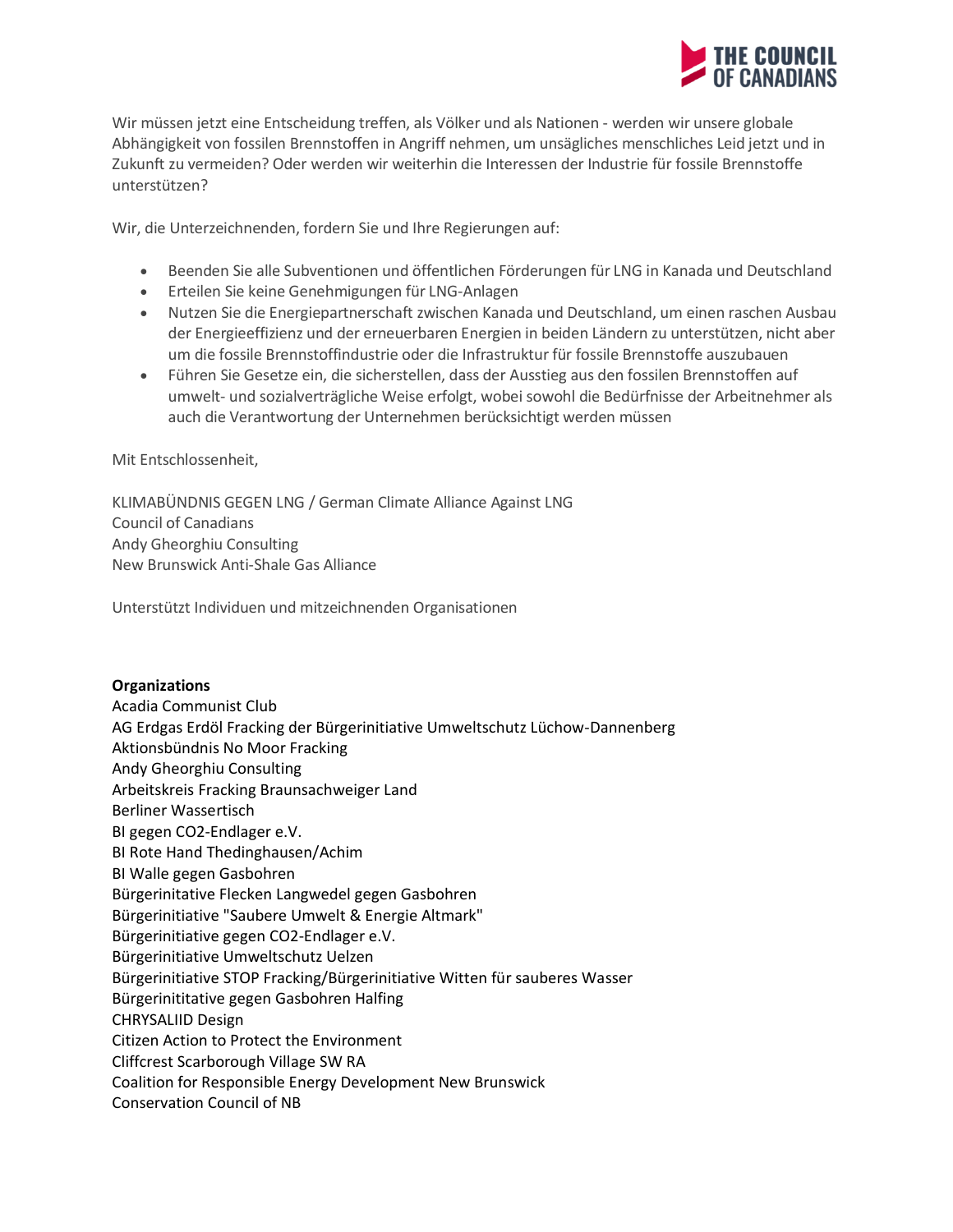Wir müssen jetzt eine Entscheidung treffen, als Völker und als Nationen - werden wir unsere globale Abhängigkeit von fossilen Brennstoffen in Angriff nehmen, um unsägliches menschliches Leid jetzt und in Zukunft zu vermeiden? Oder werden wir weiterhin die Interessen der Industrie für fossile Brennstoffe unterstützen?

Wir, die Unterzeichnenden, fordern Sie und Ihre Regierungen auf:

- Beenden Sie alle Subventionen und öffentlichen Förderungen für LNG in Kanada und Deutschland
- Erteilen Sie keine Genehmigungen für LNG-Anlagen
- Nutzen Sie die Energiepartnerschaft zwischen Kanada und Deutschland, um einen raschen Ausbau der Energieeffizienz und der erneuerbaren Energien in beiden Ländern zu unterstützen, nicht aber um die fossile Brennstoffindustrie oder die Infrastruktur für fossile Brennstoffe auszubauen
- Führen Sie Gesetze ein, die sicherstellen, dass der Ausstieg aus den fossilen Brennstoffen auf umwelt- und sozialverträgliche Weise erfolgt, wobei sowohl die Bedürfnisse der Arbeitnehmer als auch die Verantwortung der Unternehmen berücksichtigt werden müssen

Mit Entschlossenheit,

KLIMABÜNDNIS GEGEN LNG / German Climate Alliance Against LNG
Council of Canadians
Andy Gheorghiu Consulting
New Brunswick Anti-Shale Gas Alliance

Unterstützt Individuen und mitzeichnenden Organisationen

**Organizations**
Acadia Communist Club
AG Erdgas Erdöl Fracking der Bürgerinitiative Umweltschutz Lüchow-Dannenberg
Aktionsbündnis No Moor Fracking
Andy Gheorghiu Consulting
Arbeitskreis Fracking Braunsachweiger Land
Berliner Wassertisch
BI gegen CO2-Endlager e.V.
BI Rote Hand Thedinghausen/Achim
BI Walle gegen Gasbohren
Bürgerinitative Flecken Langwedel gegen Gasbohren
Bürgerinitiative "Saubere Umwelt & Energie Altmark"
Bürgerinitiative gegen CO2-Endlager e.V.
Bürgerinitiative Umweltschutz Uelzen
Bürgerinitiative STOP Fracking/Bürgerinitiative Witten für sauberes Wasser
Bürgerinititative gegen Gasbohren Halfing
CHRYSALIID Design
Citizen Action to Protect the Environment
Cliffcrest Scarborough Village SW RA
Coalition for Responsible Energy Development New Brunswick
Conservation Council of NB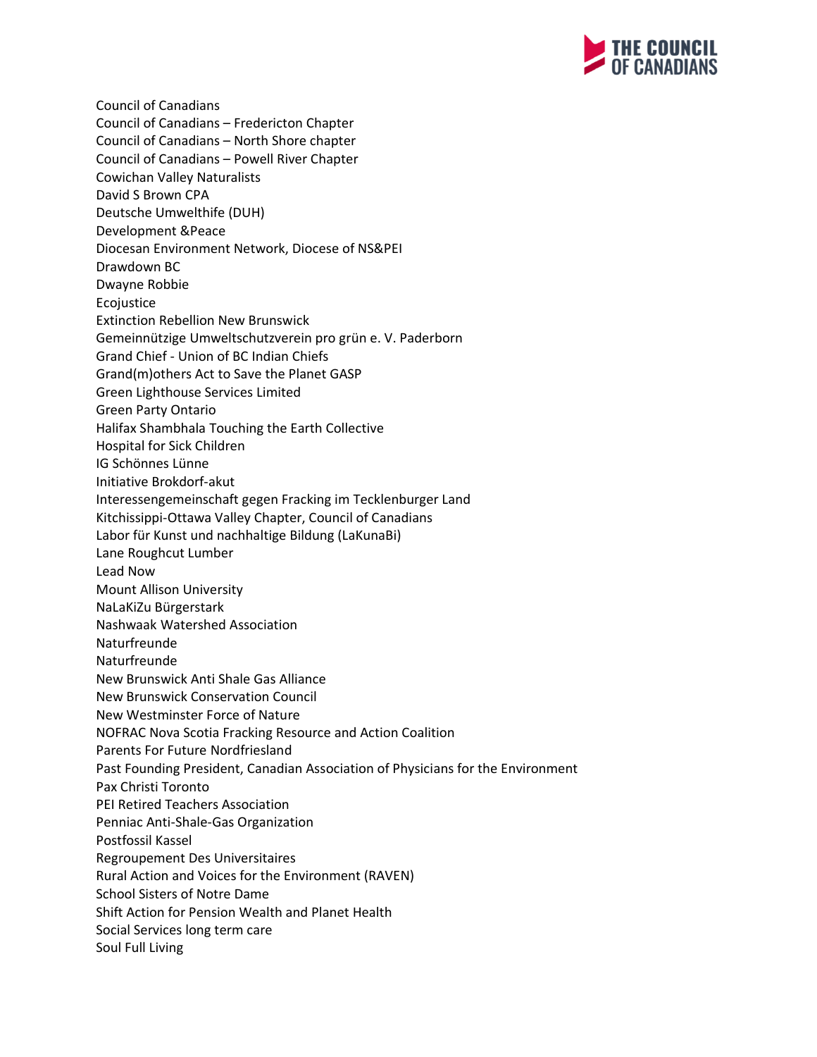Council of Canadians
Council of Canadians – Fredericton Chapter
Council of Canadians – North Shore chapter
Council of Canadians – Powell River Chapter
Cowichan Valley Naturalists
David S Brown CPA
Deutsche Umwelthife (DUH)
Development &Peace
Diocesan Environment Network, Diocese of NS&PEI
Drawdown BC
Dwayne Robbie
Ecojustice
Extinction Rebellion New Brunswick
Gemeinnützige Umweltschutzverein pro grün e. V. Paderborn
Grand Chief - Union of BC Indian Chiefs
Grand(m)others Act to Save the Planet GASP
Green Lighthouse Services Limited
Green Party Ontario
Halifax Shambhala Touching the Earth Collective
Hospital for Sick Children
IG Schönnes Lünne
Initiative Brokdorf-akut
Interessengemeinschaft gegen Fracking im Tecklenburger Land
Kitchissippi-Ottawa Valley Chapter, Council of Canadians
Labor für Kunst und nachhaltige Bildung (LaKunaBi)
Lane Roughcut Lumber
Lead Now
Mount Allison University
NaLaKiZu Bürgerstark
Nashwaak Watershed Association
Naturfreunde
Naturfreunde
New Brunswick Anti Shale Gas Alliance
New Brunswick Conservation Council
New Westminster Force of Nature
NOFRAC Nova Scotia Fracking Resource and Action Coalition
Parents For Future Nordfriesland
Past Founding President, Canadian Association of Physicians for the Environment
Pax Christi Toronto
PEI Retired Teachers Association
Penniac Anti-Shale-Gas Organization
Postfossil Kassel
Regroupement Des Universitaires
Rural Action and Voices for the Environment (RAVEN)
School Sisters of Notre Dame
Shift Action for Pension Wealth and Planet Health
Social Services long term care
Soul Full Living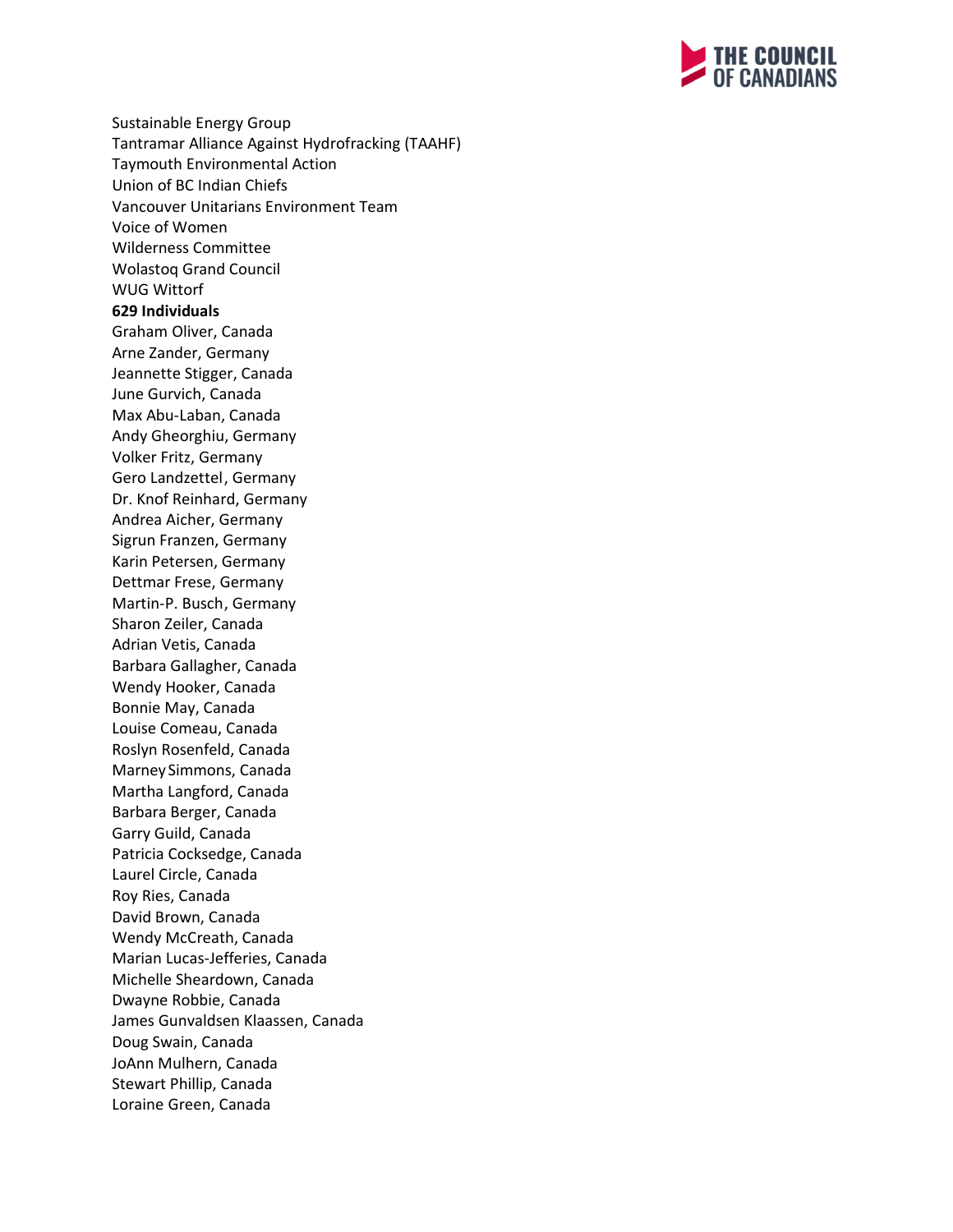Sustainable Energy Group
Tantramar Alliance Against Hydrofracking (TAAHF)
Taymouth Environmental Action
Union of BC Indian Chiefs
Vancouver Unitarians Environment Team
Voice of Women
Wilderness Committee
Wolastoq Grand Council
WUG Wittorf

**629 Individuals**

Graham Oliver, Canada
Arne Zander, Germany
Jeannette Stigger, Canada
June Gurvich, Canada
Max Abu-Laban, Canada
Andy Gheorghiu, Germany
Volker Fritz, Germany
Gero Landzettel, Germany
Dr. Knof Reinhard, Germany
Andrea Aicher, Germany
Sigrun Franzen, Germany
Karin Petersen, Germany
Dettmar Frese, Germany
Martin-P. Busch, Germany
Sharon Zeiler, Canada
Adrian Vetis, Canada
Barbara Gallagher, Canada
Wendy Hooker, Canada
Bonnie May, Canada
Louise Comeau, Canada
Roslyn Rosenfeld, Canada
Marney Simmons, Canada
Martha Langford, Canada
Barbara Berger, Canada
Garry Guild, Canada
Patricia Cocksedge, Canada
Laurel Circle, Canada
Roy Ries, Canada
David Brown, Canada
Wendy McCreath, Canada
Marian Lucas-Jefferies, Canada
Michelle Sheardown, Canada
Dwayne Robbie, Canada
James Gunvaldsen Klaassen, Canada
Doug Swain, Canada
JoAnn Mulhern, Canada
Stewart Phillip, Canada
Loraine Green, Canada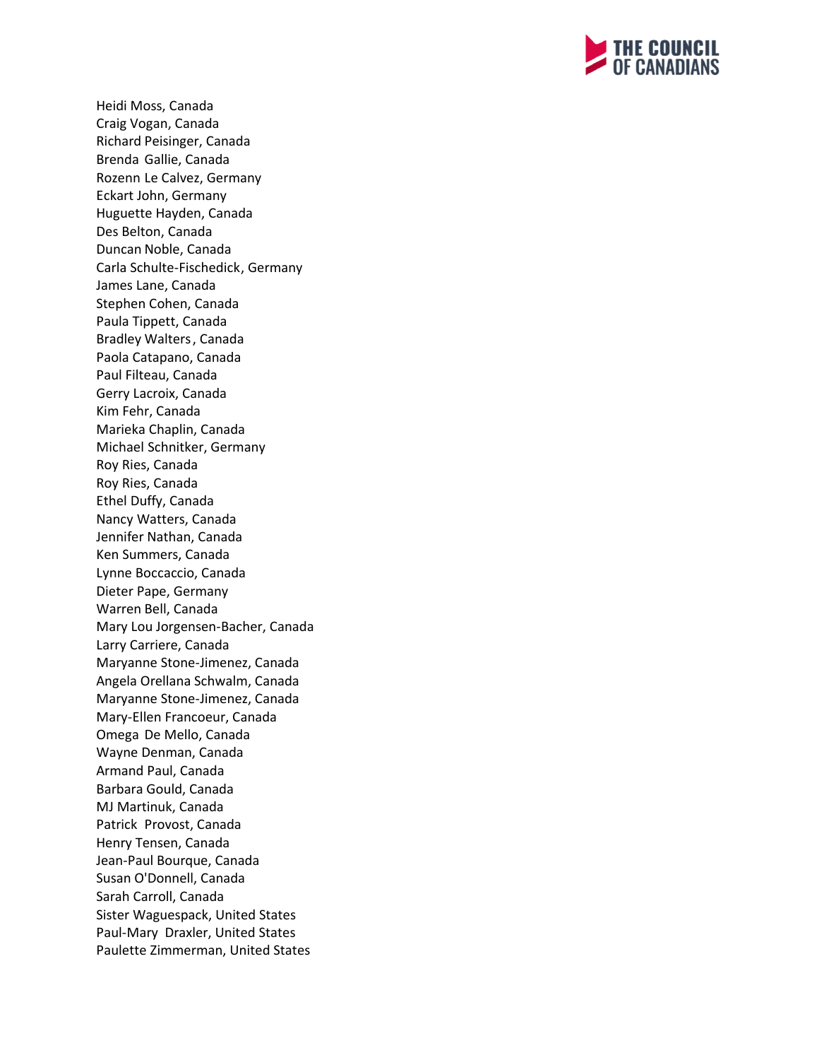Heidi Moss, Canada
Craig Vogan, Canada
Richard Peisinger, Canada
Brenda Gallie, Canada
Rozenn Le Calvez, Germany
Eckart John, Germany
Huguette Hayden, Canada
Des Belton, Canada
Duncan Noble, Canada
Carla Schulte-Fischedick, Germany
James Lane, Canada
Stephen Cohen, Canada
Paula Tippett, Canada
Bradley Walters, Canada
Paola Catapano, Canada
Paul Filteau, Canada
Gerry Lacroix, Canada
Kim Fehr, Canada
Marieka Chaplin, Canada
Michael Schnitker, Germany
Roy Ries, Canada
Roy Ries, Canada
Ethel Duffy, Canada
Nancy Watters, Canada
Jennifer Nathan, Canada
Ken Summers, Canada
Lynne Boccaccio, Canada
Dieter Pape, Germany
Warren Bell, Canada
Mary Lou Jorgensen-Bacher, Canada
Larry Carriere, Canada
Maryanne Stone-Jimenez, Canada
Angela Orellana Schwalm, Canada
Maryanne Stone-Jimenez, Canada
Mary-Ellen Francoeur, Canada
Omega De Mello, Canada
Wayne Denman, Canada
Armand Paul, Canada
Barbara Gould, Canada
MJ Martinuk, Canada
Patrick Provost, Canada
Henry Tensen, Canada
Jean-Paul Bourque, Canada
Susan O'Donnell, Canada
Sarah Carroll, Canada
Sister Waguespack, United States
Paul-Mary Draxler, United States
Paulette Zimmerman, United States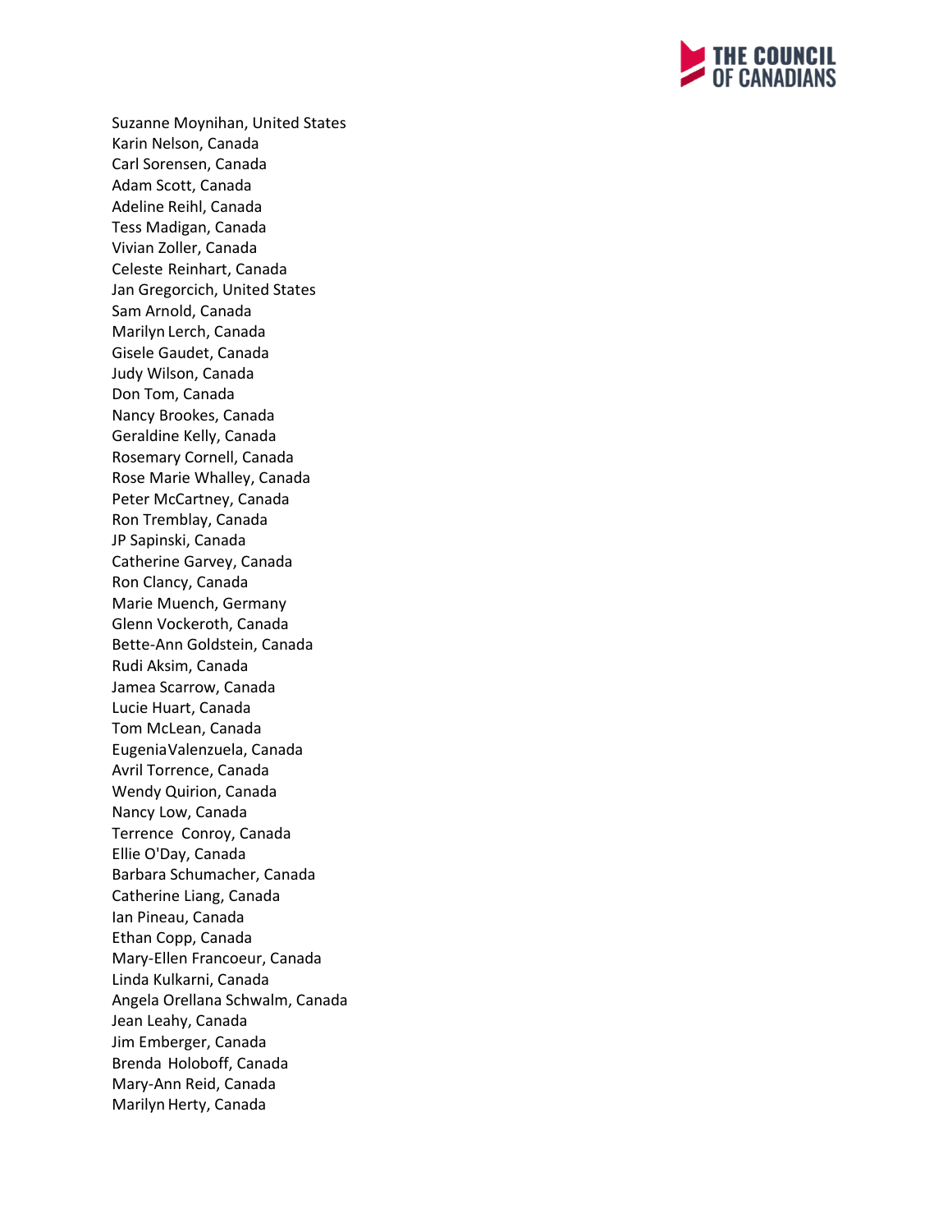Suzanne Moynihan, United States
Karin Nelson, Canada
Carl Sorensen, Canada
Adam Scott, Canada
Adeline Reihl, Canada
Tess Madigan, Canada
Vivian Zoller, Canada
Celeste Reinhart, Canada
Jan Gregorcich, United States
Sam Arnold, Canada
Marilyn Lerch, Canada
Gisele Gaudet, Canada
Judy Wilson, Canada
Don Tom, Canada
Nancy Brookes, Canada
Geraldine Kelly, Canada
Rosemary Cornell, Canada
Rose Marie Whalley, Canada
Peter McCartney, Canada
Ron Tremblay, Canada
JP Sapinski, Canada
Catherine Garvey, Canada
Ron Clancy, Canada
Marie Muench, Germany
Glenn Vockeroth, Canada
Bette-Ann Goldstein, Canada
Rudi Aksim, Canada
Jamea Scarrow, Canada
Lucie Huart, Canada
Tom McLean, Canada
EugeniaValenzuela, Canada
Avril Torrence, Canada
Wendy Quirion, Canada
Nancy Low, Canada
Terrence Conroy, Canada
Ellie O'Day, Canada
Barbara Schumacher, Canada
Catherine Liang, Canada
Ian Pineau, Canada
Ethan Copp, Canada
Mary-Ellen Francoeur, Canada
Linda Kulkarni, Canada
Angela Orellana Schwalm, Canada
Jean Leahy, Canada
Jim Emberger, Canada
Brenda Holoboff, Canada
Mary-Ann Reid, Canada
Marilyn Herty, Canada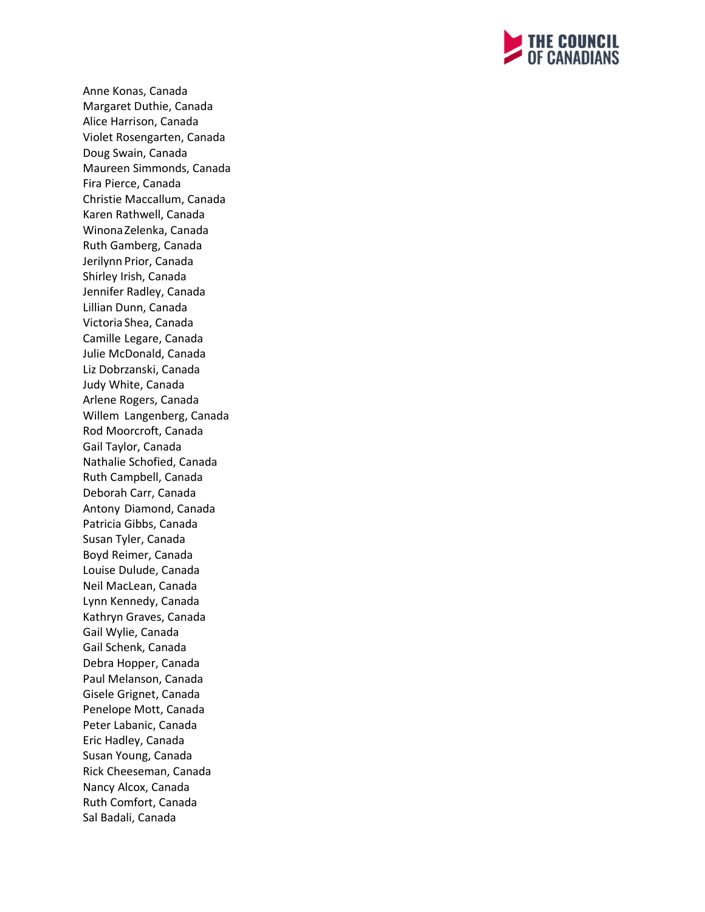Anne Konas, Canada
Margaret Duthie, Canada
Alice Harrison, Canada
Violet Rosengarten, Canada
Doug Swain, Canada
Maureen Simmonds, Canada
Fira Pierce, Canada
Christie Maccallum, Canada
Karen Rathwell, Canada
Winona Zelenka, Canada
Ruth Gamberg, Canada
Jerilynn Prior, Canada
Shirley Irish, Canada
Jennifer Radley, Canada
Lillian Dunn, Canada
Victoria Shea, Canada
Camille Legare, Canada
Julie McDonald, Canada
Liz Dobrzanski, Canada
Judy White, Canada
Arlene Rogers, Canada
Willem Langenberg, Canada
Rod Moorcroft, Canada
Gail Taylor, Canada
Nathalie Schofied, Canada
Ruth Campbell, Canada
Deborah Carr, Canada
Antony Diamond, Canada
Patricia Gibbs, Canada
Susan Tyler, Canada
Boyd Reimer, Canada
Louise Dulude, Canada
Neil MacLean, Canada
Lynn Kennedy, Canada
Kathryn Graves, Canada
Gail Wylie, Canada
Gail Schenk, Canada
Debra Hopper, Canada
Paul Melanson, Canada
Gisele Grignet, Canada
Penelope Mott, Canada
Peter Labanic, Canada
Eric Hadley, Canada
Susan Young, Canada
Rick Cheeseman, Canada
Nancy Alcox, Canada
Ruth Comfort, Canada
Sal Badali, Canada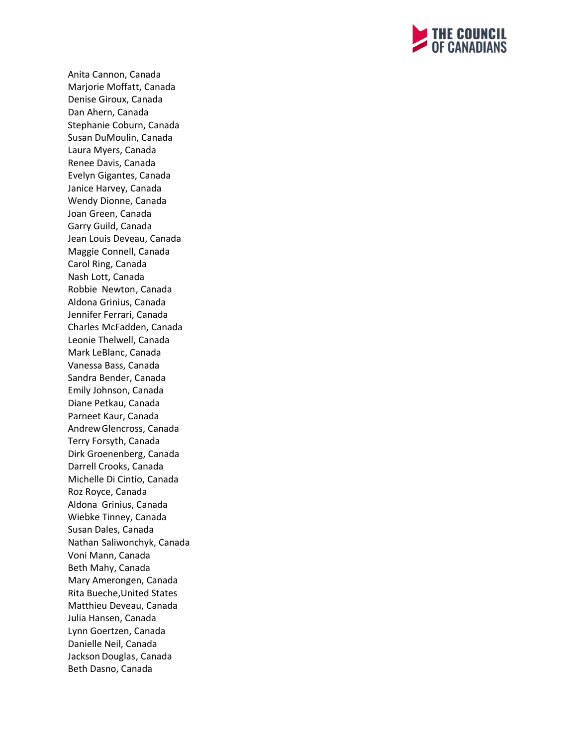Anita Cannon, Canada
Marjorie Moffatt, Canada
Denise Giroux, Canada
Dan Ahern, Canada
Stephanie Coburn, Canada
Susan DuMoulin, Canada
Laura Myers, Canada
Renee Davis, Canada
Evelyn Gigantes, Canada
Janice Harvey, Canada
Wendy Dionne, Canada
Joan Green, Canada
Garry Guild, Canada
Jean Louis Deveau, Canada
Maggie Connell, Canada
Carol Ring, Canada
Nash Lott, Canada
Robbie Newton, Canada
Aldona Grinius, Canada
Jennifer Ferrari, Canada
Charles McFadden, Canada
Leonie Thelwell, Canada
Mark LeBlanc, Canada
Vanessa Bass, Canada
Sandra Bender, Canada
Emily Johnson, Canada
Diane Petkau, Canada
Parneet Kaur, Canada
Andrew Glencross, Canada
Terry Forsyth, Canada
Dirk Groenenberg, Canada
Darrell Crooks, Canada
Michelle Di Cintio, Canada
Roz Royce, Canada
Aldona Grinius, Canada
Wiebke Tinney, Canada
Susan Dales, Canada
Nathan Saliwonchyk, Canada
Voni Mann, Canada
Beth Mahy, Canada
Mary Amerongen, Canada
Rita Bueche,United States
Matthieu Deveau, Canada
Julia Hansen, Canada
Lynn Goertzen, Canada
Danielle Neil, Canada
Jackson Douglas, Canada
Beth Dasno, Canada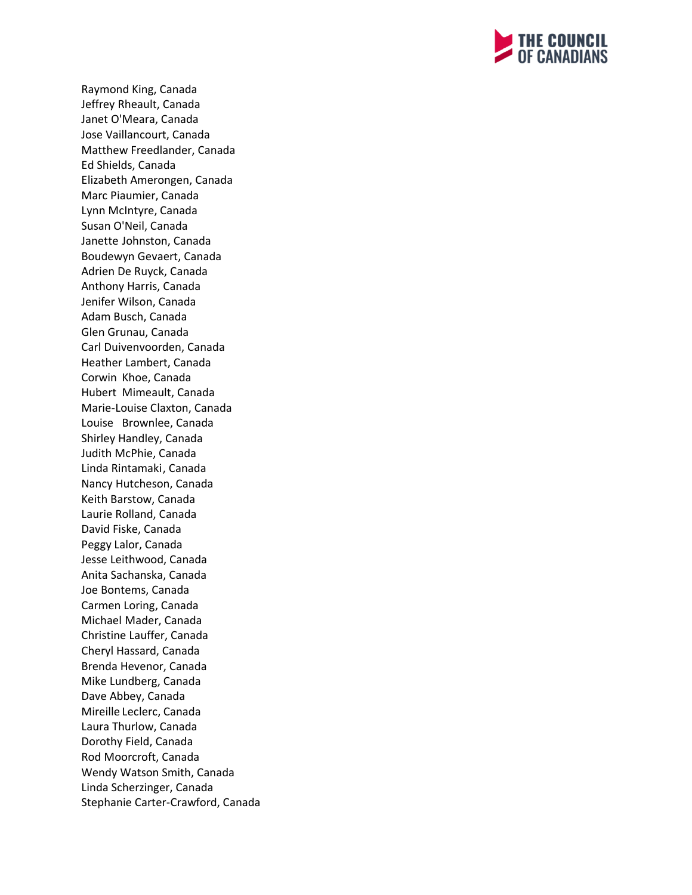Raymond King, Canada
Jeffrey Rheault, Canada
Janet O'Meara, Canada
Jose Vaillancourt, Canada
Matthew Freedlander, Canada
Ed Shields, Canada
Elizabeth Amerongen, Canada
Marc Piaumier, Canada
Lynn McIntyre, Canada
Susan O'Neil, Canada
Janette Johnston, Canada
Boudewyn Gevaert, Canada
Adrien De Ruyck, Canada
Anthony Harris, Canada
Jenifer Wilson, Canada
Adam Busch, Canada
Glen Grunau, Canada
Carl Duivenvoorden, Canada
Heather Lambert, Canada
Corwin Khoe, Canada
Hubert Mimeault, Canada
Marie-Louise Claxton, Canada
Louise Brownlee, Canada
Shirley Handley, Canada
Judith McPhie, Canada
Linda Rintamaki, Canada
Nancy Hutcheson, Canada
Keith Barstow, Canada
Laurie Rolland, Canada
David Fiske, Canada
Peggy Lalor, Canada
Jesse Leithwood, Canada
Anita Sachanska, Canada
Joe Bontems, Canada
Carmen Loring, Canada
Michael Mader, Canada
Christine Lauffer, Canada
Cheryl Hassard, Canada
Brenda Hevenor, Canada
Mike Lundberg, Canada
Dave Abbey, Canada
Mireille Leclerc, Canada
Laura Thurlow, Canada
Dorothy Field, Canada
Rod Moorcroft, Canada
Wendy Watson Smith, Canada
Linda Scherzinger, Canada
Stephanie Carter-Crawford, Canada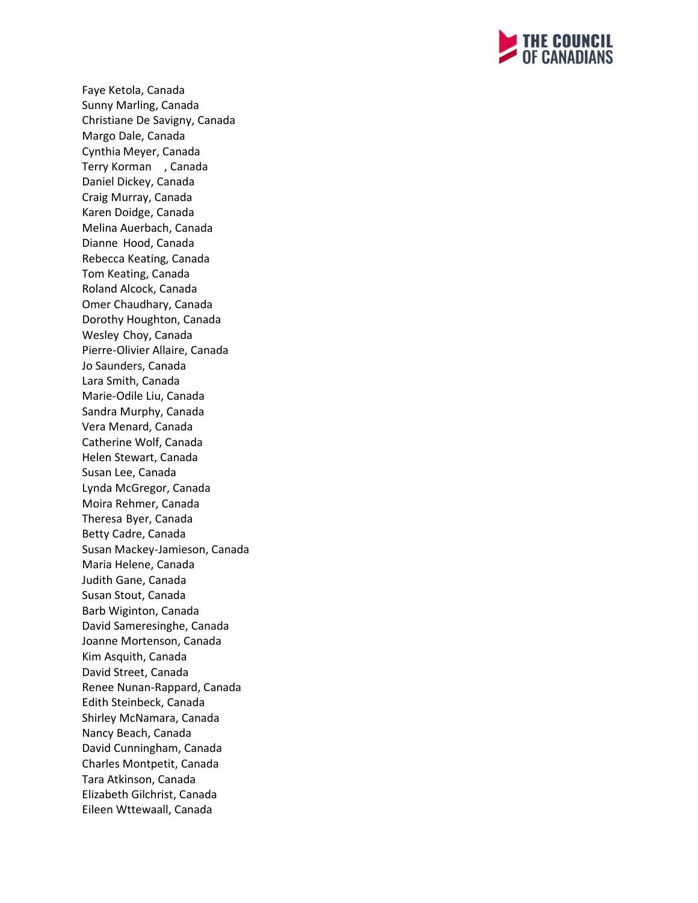Faye Ketola, Canada
Sunny Marling, Canada
Christiane De Savigny, Canada
Margo Dale, Canada
Cynthia Meyer, Canada
Terry Korman , Canada
Daniel Dickey, Canada
Craig Murray, Canada
Karen Doidge, Canada
Melina Auerbach, Canada
Dianne Hood, Canada
Rebecca Keating, Canada
Tom Keating, Canada
Roland Alcock, Canada
Omer Chaudhary, Canada
Dorothy Houghton, Canada
Wesley Choy, Canada
Pierre-Olivier Allaire, Canada
Jo Saunders, Canada
Lara Smith, Canada
Marie-Odile Liu, Canada
Sandra Murphy, Canada
Vera Menard, Canada
Catherine Wolf, Canada
Helen Stewart, Canada
Susan Lee, Canada
Lynda McGregor, Canada
Moira Rehmer, Canada
Theresa Byer, Canada
Betty Cadre, Canada
Susan Mackey-Jamieson, Canada
Maria Helene, Canada
Judith Gane, Canada
Susan Stout, Canada
Barb Wiginton, Canada
David Sameresinghe, Canada
Joanne Mortenson, Canada
Kim Asquith, Canada
David Street, Canada
Renee Nunan-Rappard, Canada
Edith Steinbeck, Canada
Shirley McNamara, Canada
Nancy Beach, Canada
David Cunningham, Canada
Charles Montpetit, Canada
Tara Atkinson, Canada
Elizabeth Gilchrist, Canada
Eileen Wttewaall, Canada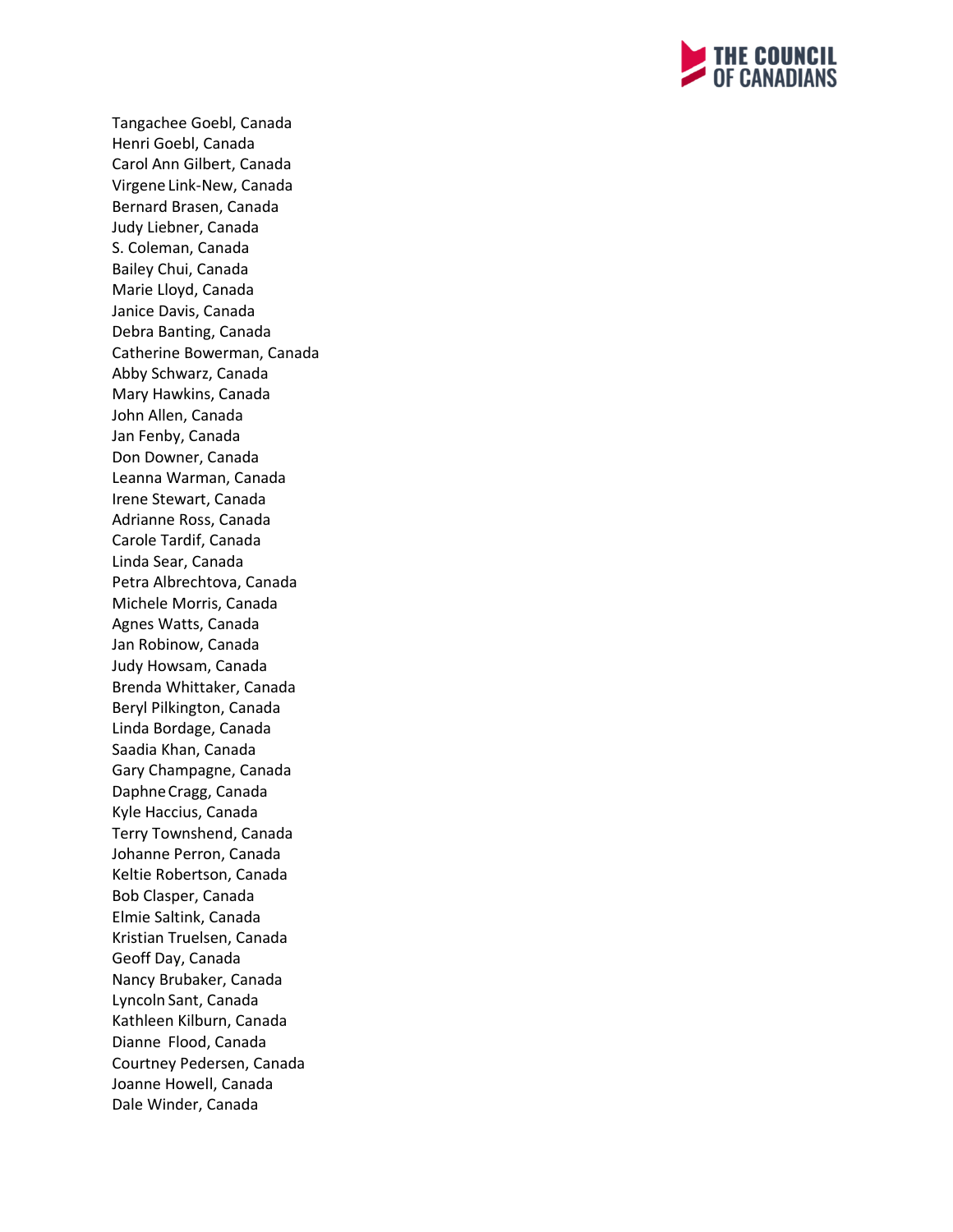Tangachee Goebl, Canada
Henri Goebl, Canada
Carol Ann Gilbert, Canada
Virgene Link-New, Canada
Bernard Brasen, Canada
Judy Liebner, Canada
S. Coleman, Canada
Bailey Chui, Canada
Marie Lloyd, Canada
Janice Davis, Canada
Debra Banting, Canada
Catherine Bowerman, Canada
Abby Schwarz, Canada
Mary Hawkins, Canada
John Allen, Canada
Jan Fenby, Canada
Don Downer, Canada
Leanna Warman, Canada
Irene Stewart, Canada
Adrianne Ross, Canada
Carole Tardif, Canada
Linda Sear, Canada
Petra Albrechtova, Canada
Michele Morris, Canada
Agnes Watts, Canada
Jan Robinow, Canada
Judy Howsam, Canada
Brenda Whittaker, Canada
Beryl Pilkington, Canada
Linda Bordage, Canada
Saadia Khan, Canada
Gary Champagne, Canada
Daphne Cragg, Canada
Kyle Haccius, Canada
Terry Townshend, Canada
Johanne Perron, Canada
Keltie Robertson, Canada
Bob Clasper, Canada
Elmie Saltink, Canada
Kristian Truelsen, Canada
Geoff Day, Canada
Nancy Brubaker, Canada
Lyncoln Sant, Canada
Kathleen Kilburn, Canada
Dianne Flood, Canada
Courtney Pedersen, Canada
Joanne Howell, Canada
Dale Winder, Canada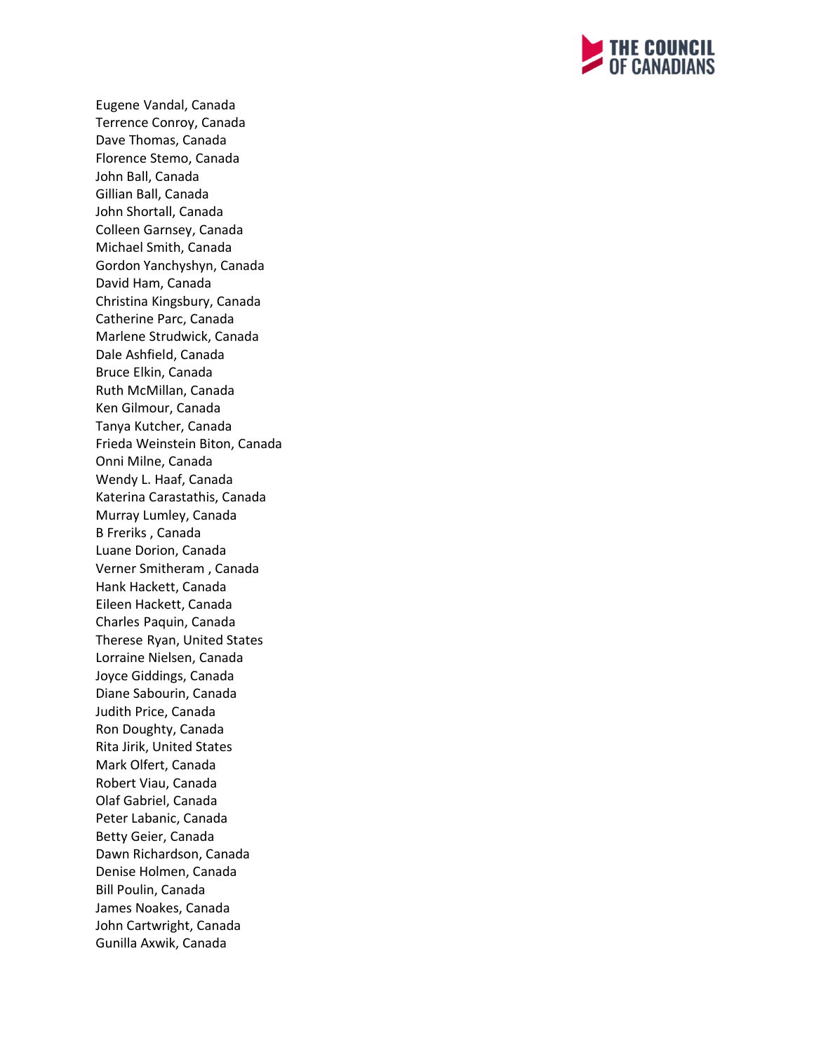Eugene Vandal, Canada
Terrence Conroy, Canada
Dave Thomas, Canada
Florence Stemo, Canada
John Ball, Canada
Gillian Ball, Canada
John Shortall, Canada
Colleen Garnsey, Canada
Michael Smith, Canada
Gordon Yanchyshyn, Canada
David Ham, Canada
Christina Kingsbury, Canada
Catherine Parc, Canada
Marlene Strudwick, Canada
Dale Ashfield, Canada
Bruce Elkin, Canada
Ruth McMillan, Canada
Ken Gilmour, Canada
Tanya Kutcher, Canada
Frieda Weinstein Biton, Canada
Onni Milne, Canada
Wendy L. Haaf, Canada
Katerina Carastathis, Canada
Murray Lumley, Canada
B Freriks , Canada
Luane Dorion, Canada
Verner Smitheram , Canada
Hank Hackett, Canada
Eileen Hackett, Canada
Charles Paquin, Canada
Therese Ryan, United States
Lorraine Nielsen, Canada
Joyce Giddings, Canada
Diane Sabourin, Canada
Judith Price, Canada
Ron Doughty, Canada
Rita Jirik, United States
Mark Olfert, Canada
Robert Viau, Canada
Olaf Gabriel, Canada
Peter Labanic, Canada
Betty Geier, Canada
Dawn Richardson, Canada
Denise Holmen, Canada
Bill Poulin, Canada
James Noakes, Canada
John Cartwright, Canada
Gunilla Axwik, Canada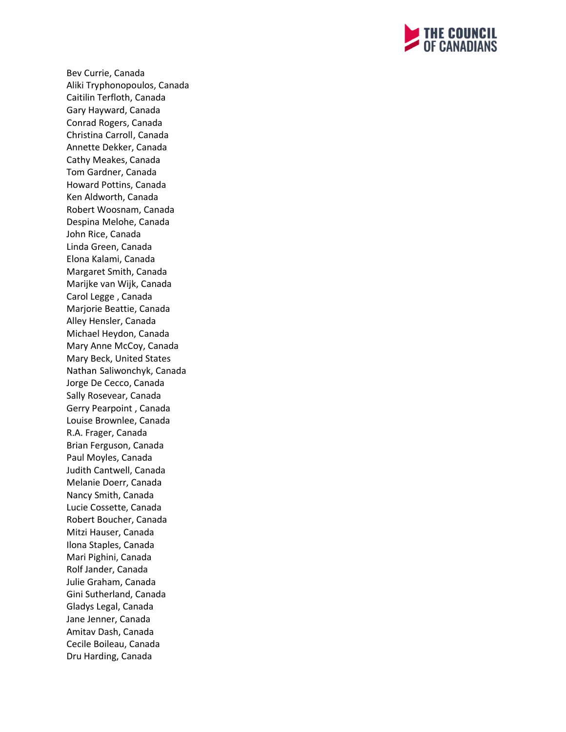Bev Currie, Canada
Aliki Tryphonopoulos, Canada
Caitilin Terfloth, Canada
Gary Hayward, Canada
Conrad Rogers, Canada
Christina Carroll, Canada
Annette Dekker, Canada
Cathy Meakes, Canada
Tom Gardner, Canada
Howard Pottins, Canada
Ken Aldworth, Canada
Robert Woosnam, Canada
Despina Melohe, Canada
John Rice, Canada
Linda Green, Canada
Elona Kalami, Canada
Margaret Smith, Canada
Marijke van Wijk, Canada
Carol Legge , Canada
Marjorie Beattie, Canada
Alley Hensler, Canada
Michael Heydon, Canada
Mary Anne McCoy, Canada
Mary Beck, United States
Nathan Saliwonchyk, Canada
Jorge De Cecco, Canada
Sally Rosevear, Canada
Gerry Pearpoint , Canada
Louise Brownlee, Canada
R.A. Frager, Canada
Brian Ferguson, Canada
Paul Moyles, Canada
Judith Cantwell, Canada
Melanie Doerr, Canada
Nancy Smith, Canada
Lucie Cossette, Canada
Robert Boucher, Canada
Mitzi Hauser, Canada
Ilona Staples, Canada
Mari Pighini, Canada
Rolf Jander, Canada
Julie Graham, Canada
Gini Sutherland, Canada
Gladys Legal, Canada
Jane Jenner, Canada
Amitav Dash, Canada
Cecile Boileau, Canada
Dru Harding, Canada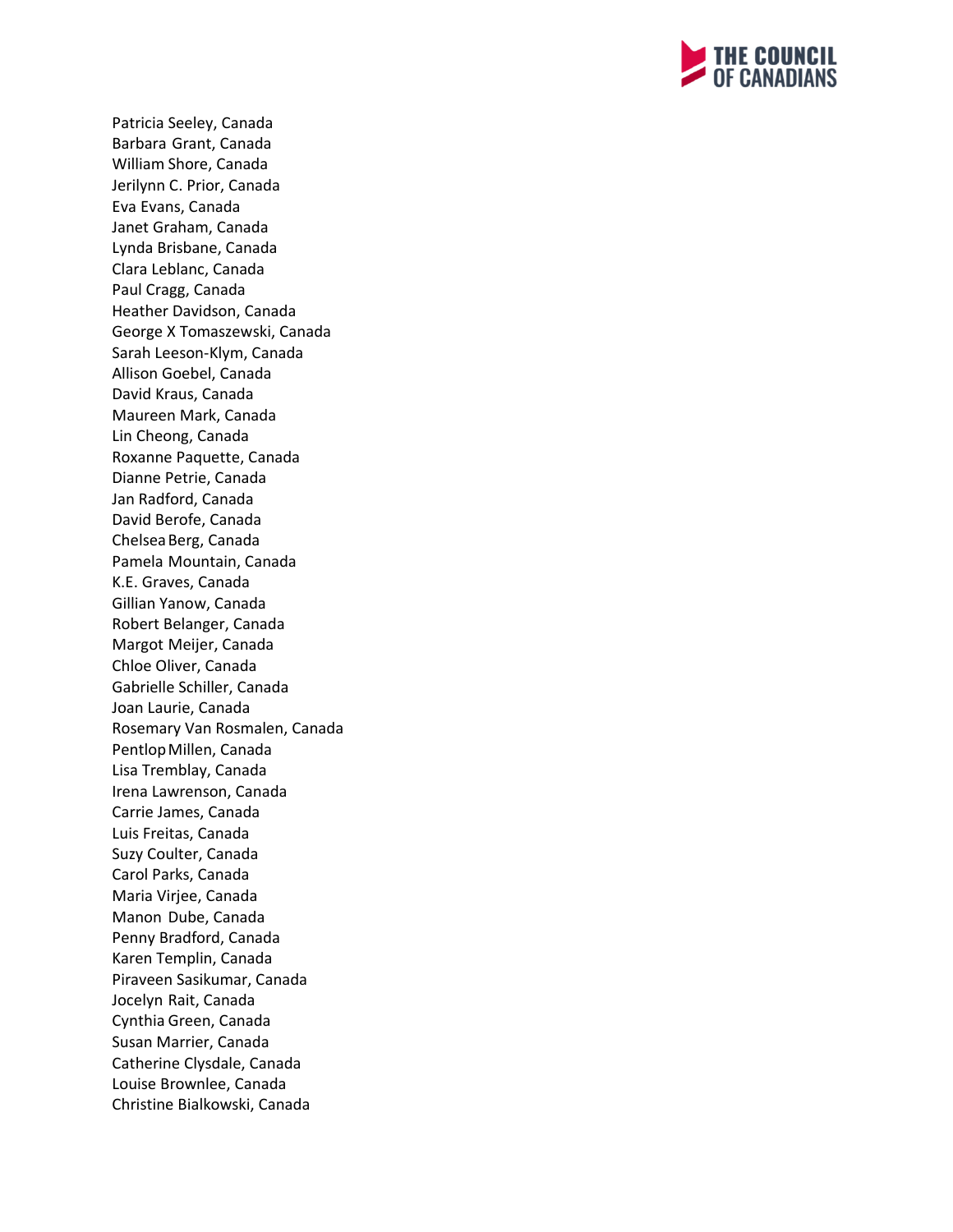Patricia Seeley, Canada
Barbara Grant, Canada
William Shore, Canada
Jerilynn C. Prior, Canada
Eva Evans, Canada
Janet Graham, Canada
Lynda Brisbane, Canada
Clara Leblanc, Canada
Paul Cragg, Canada
Heather Davidson, Canada
George X Tomaszewski, Canada
Sarah Leeson-Klym, Canada
Allison Goebel, Canada
David Kraus, Canada
Maureen Mark, Canada
Lin Cheong, Canada
Roxanne Paquette, Canada
Dianne Petrie, Canada
Jan Radford, Canada
David Berofe, Canada
Chelsea Berg, Canada
Pamela Mountain, Canada
K.E. Graves, Canada
Gillian Yanow, Canada
Robert Belanger, Canada
Margot Meijer, Canada
Chloe Oliver, Canada
Gabrielle Schiller, Canada
Joan Laurie, Canada
Rosemary Van Rosmalen, Canada
Pentlop Millen, Canada
Lisa Tremblay, Canada
Irena Lawrenson, Canada
Carrie James, Canada
Luis Freitas, Canada
Suzy Coulter, Canada
Carol Parks, Canada
Maria Virjee, Canada
Manon Dube, Canada
Penny Bradford, Canada
Karen Templin, Canada
Piraveen Sasikumar, Canada
Jocelyn Rait, Canada
Cynthia Green, Canada
Susan Marrier, Canada
Catherine Clysdale, Canada
Louise Brownlee, Canada
Christine Bialkowski, Canada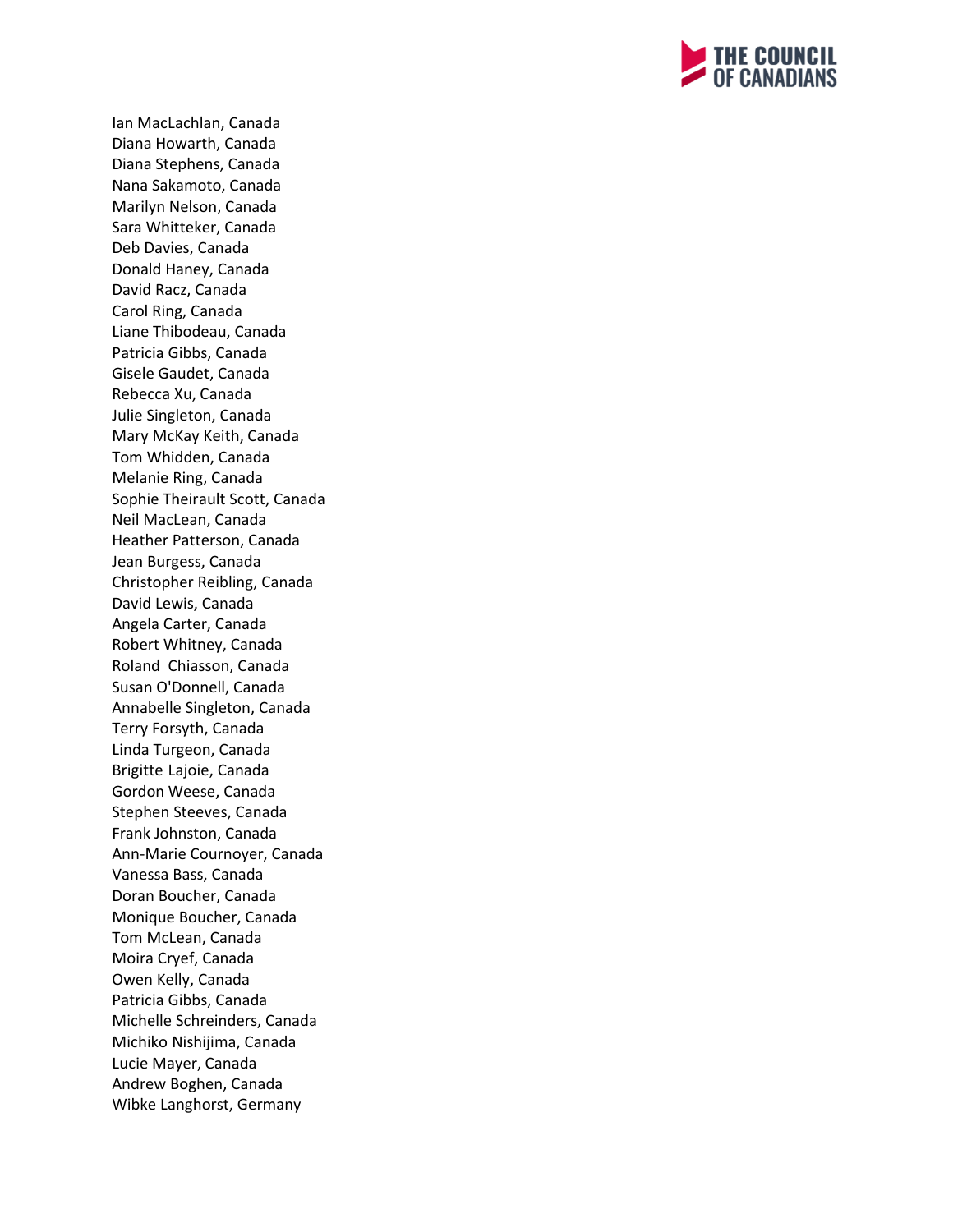Ian MacLachlan, Canada
Diana Howarth, Canada
Diana Stephens, Canada
Nana Sakamoto, Canada
Marilyn Nelson, Canada
Sara Whitteker, Canada
Deb Davies, Canada
Donald Haney, Canada
David Racz, Canada
Carol Ring, Canada
Liane Thibodeau, Canada
Patricia Gibbs, Canada
Gisele Gaudet, Canada
Rebecca Xu, Canada
Julie Singleton, Canada
Mary McKay Keith, Canada
Tom Whidden, Canada
Melanie Ring, Canada
Sophie Theirault Scott, Canada
Neil MacLean, Canada
Heather Patterson, Canada
Jean Burgess, Canada
Christopher Reibling, Canada
David Lewis, Canada
Angela Carter, Canada
Robert Whitney, Canada
Roland  Chiasson, Canada
Susan O'Donnell, Canada
Annabelle Singleton, Canada
Terry Forsyth, Canada
Linda Turgeon, Canada
Brigitte Lajoie, Canada
Gordon Weese, Canada
Stephen Steeves, Canada
Frank Johnston, Canada
Ann-Marie Cournoyer, Canada
Vanessa Bass, Canada
Doran Boucher, Canada
Monique Boucher, Canada
Tom McLean, Canada
Moira Cryef, Canada
Owen Kelly, Canada
Patricia Gibbs, Canada
Michelle Schreinders, Canada
Michiko Nishijima, Canada
Lucie Mayer, Canada
Andrew Boghen, Canada
Wibke Langhorst, Germany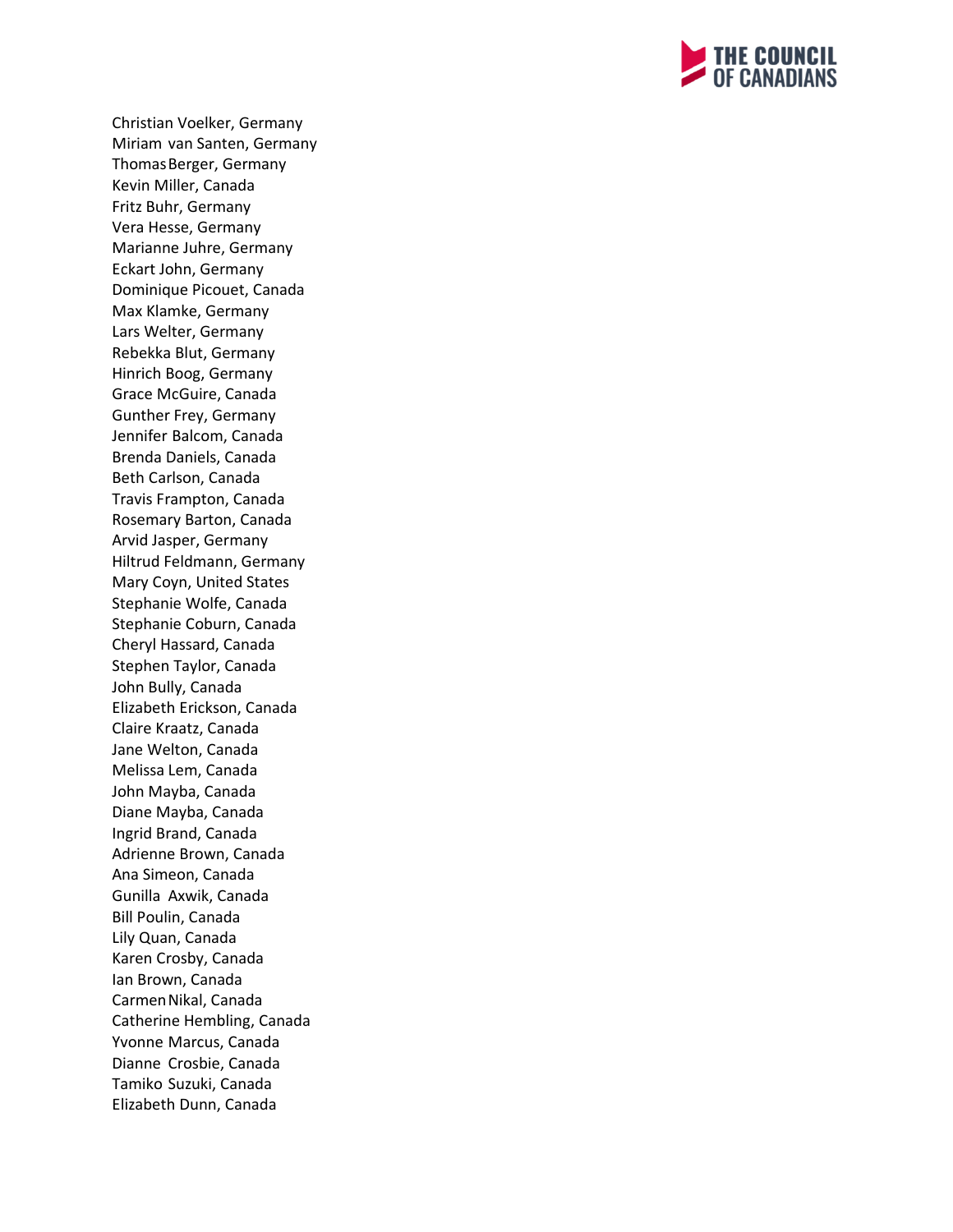Christian Voelker, Germany
Miriam van Santen, Germany
Thomas Berger, Germany
Kevin Miller, Canada
Fritz Buhr, Germany
Vera Hesse, Germany
Marianne Juhre, Germany
Eckart John, Germany
Dominique Picouet, Canada
Max Klamke, Germany
Lars Welter, Germany
Rebekka Blut, Germany
Hinrich Boog, Germany
Grace McGuire, Canada
Gunther Frey, Germany
Jennifer Balcom, Canada
Brenda Daniels, Canada
Beth Carlson, Canada
Travis Frampton, Canada
Rosemary Barton, Canada
Arvid Jasper, Germany
Hiltrud Feldmann, Germany
Mary Coyn, United States
Stephanie Wolfe, Canada
Stephanie Coburn, Canada
Cheryl Hassard, Canada
Stephen Taylor, Canada
John Bully, Canada
Elizabeth Erickson, Canada
Claire Kraatz, Canada
Jane Welton, Canada
Melissa Lem, Canada
John Mayba, Canada
Diane Mayba, Canada
Ingrid Brand, Canada
Adrienne Brown, Canada
Ana Simeon, Canada
Gunilla Axwik, Canada
Bill Poulin, Canada
Lily Quan, Canada
Karen Crosby, Canada
Ian Brown, Canada
Carmen Nikal, Canada
Catherine Hembling, Canada
Yvonne Marcus, Canada
Dianne Crosbie, Canada
Tamiko Suzuki, Canada
Elizabeth Dunn, Canada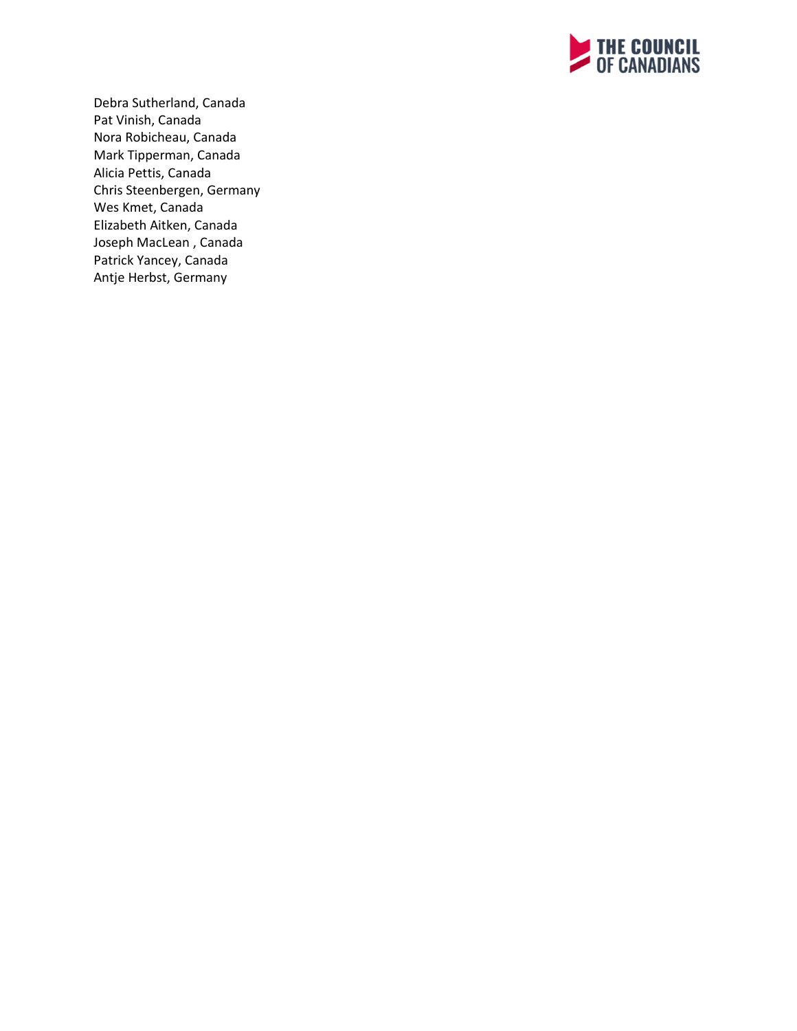Debra Sutherland, Canada
Pat Vinish, Canada
Nora Robicheau, Canada
Mark Tipperman, Canada
Alicia Pettis, Canada
Chris Steenbergen, Germany
Wes Kmet, Canada
Elizabeth Aitken, Canada
Joseph MacLean , Canada
Patrick Yancey, Canada
Antje Herbst, Germany